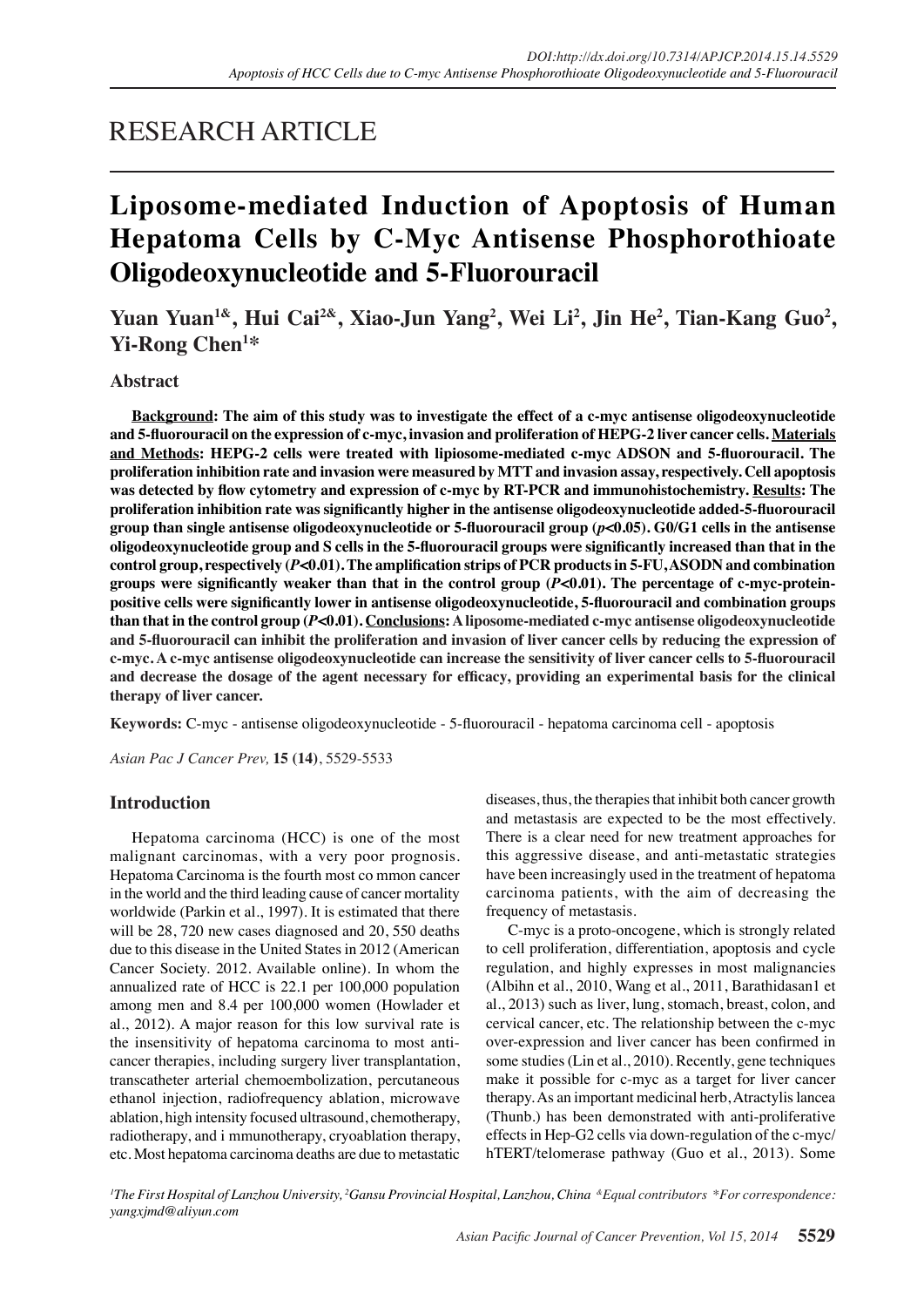RESEARCH ARTICLE

# Liposome-mediated Induction of Apoptosis of Human Hepatoma Cells by C-Myc Antisense Phosphorothioate Oligodeoxynucleotide and 5-Fluorouracil

**Yuan Yuan[1&], Hui Cai[2&], Xiao-Jun Yang[2], Wei Li[2], Jin He[2], Tian-Kang Guo[2], Yi-Rong Chen[1*]**

## Abstract

**Background: The aim of this study was to investigate the effect of a c-myc antisense oligodeoxynucleotide and 5-fluorouracil on the expression of c-myc, invasion and proliferation of HEPG-2 liver cancer cells. Materials and Methods: HEPG-2 cells were treated with lipiosome-mediated c-myc ADSON and 5-fluorouracil. The proliferation inhibition rate and invasion were measured by MTT and invasion assay, respectively. Cell apoptosis was detected by flow cytometry and expression of c-myc by RT-PCR and immunohistochemistry. Results: The proliferation inhibition rate was significantly higher in the antisense oligodeoxynucleotide added-5-fluorouracil group than single antisense oligodeoxynucleotide or 5-fluorouracil group (*p*<0.05). G0/G1 cells in the antisense oligodeoxynucleotide group and S cells in the 5-fluorouracil groups were significantly increased than that in the control group, respectively (*P*<0.01). The amplification strips of PCR products in 5-FU, ASODN and combination groups were significantly weaker than that in the control group (*P*<0.01). The percentage of c-myc-protein-positive cells were significantly lower in antisense oligodeoxynucleotide, 5-fluorouracil and combination groups than that in the control group (*P*<0.01). Conclusions: A liposome-mediated c-myc antisense oligodeoxynucleotide and 5-fluorouracil can inhibit the proliferation and invasion of liver cancer cells by reducing the expression of c-myc. A c-myc antisense oligodeoxynucleotide can increase the sensitivity of liver cancer cells to 5-fluorouracil and decrease the dosage of the agent necessary for efficacy, providing an experimental basis for the clinical therapy of liver cancer.**

**Keywords:** C-myc - antisense oligodeoxynucleotide - 5-fluorouracil - hepatoma carcinoma cell - apoptosis

*Asian Pac J Cancer Prev,* **15 (14)**, 5529-5533

## Introduction

Hepatoma carcinoma (HCC) is one of the most malignant carcinomas, with a very poor prognosis. Hepatoma Carcinoma is the fourth most co mmon cancer in the world and the third leading cause of cancer mortality worldwide (Parkin et al., 1997). It is estimated that there will be 28, 720 new cases diagnosed and 20, 550 deaths due to this disease in the United States in 2012 (American Cancer Society. 2012. Available online). In whom the annualized rate of HCC is 22.1 per 100,000 population among men and 8.4 per 100,000 women (Howlader et al., 2012). A major reason for this low survival rate is the insensitivity of hepatoma carcinoma to most anti-cancer therapies, including surgery liver transplantation, transcatheter arterial chemoembolization, percutaneous ethanol injection, radiofrequency ablation, microwave ablation, high intensity focused ultrasound, chemotherapy, radiotherapy, and i mmunotherapy, cryoablation therapy, etc. Most hepatoma carcinoma deaths are due to metastatic diseases, thus, the therapies that inhibit both cancer growth and metastasis are expected to be the most effectively. There is a clear need for new treatment approaches for this aggressive disease, and anti-metastatic strategies have been increasingly used in the treatment of hepatoma carcinoma patients, with the aim of decreasing the frequency of metastasis.

C-myc is a proto-oncogene, which is strongly related to cell proliferation, differentiation, apoptosis and cycle regulation, and highly expresses in most malignancies (Albihn et al., 2010, Wang et al., 2011, Barathidasan1 et al., 2013) such as liver, lung, stomach, breast, colon, and cervical cancer, etc. The relationship between the c-myc over-expression and liver cancer has been confirmed in some studies (Lin et al., 2010). Recently, gene techniques make it possible for c-myc as a target for liver cancer therapy. As an important medicinal herb, Atractylis lancea (Thunb.) has been demonstrated with anti-proliferative effects in Hep-G2 cells via down-regulation of the c-myc/hTERT/telomerase pathway (Guo et al., 2013). Some

*[1]The First Hospital of Lanzhou University, [2]Gansu Provincial Hospital, Lanzhou, China [&]Equal contributors \*For correspondence: yangxjmd@aliyun.com*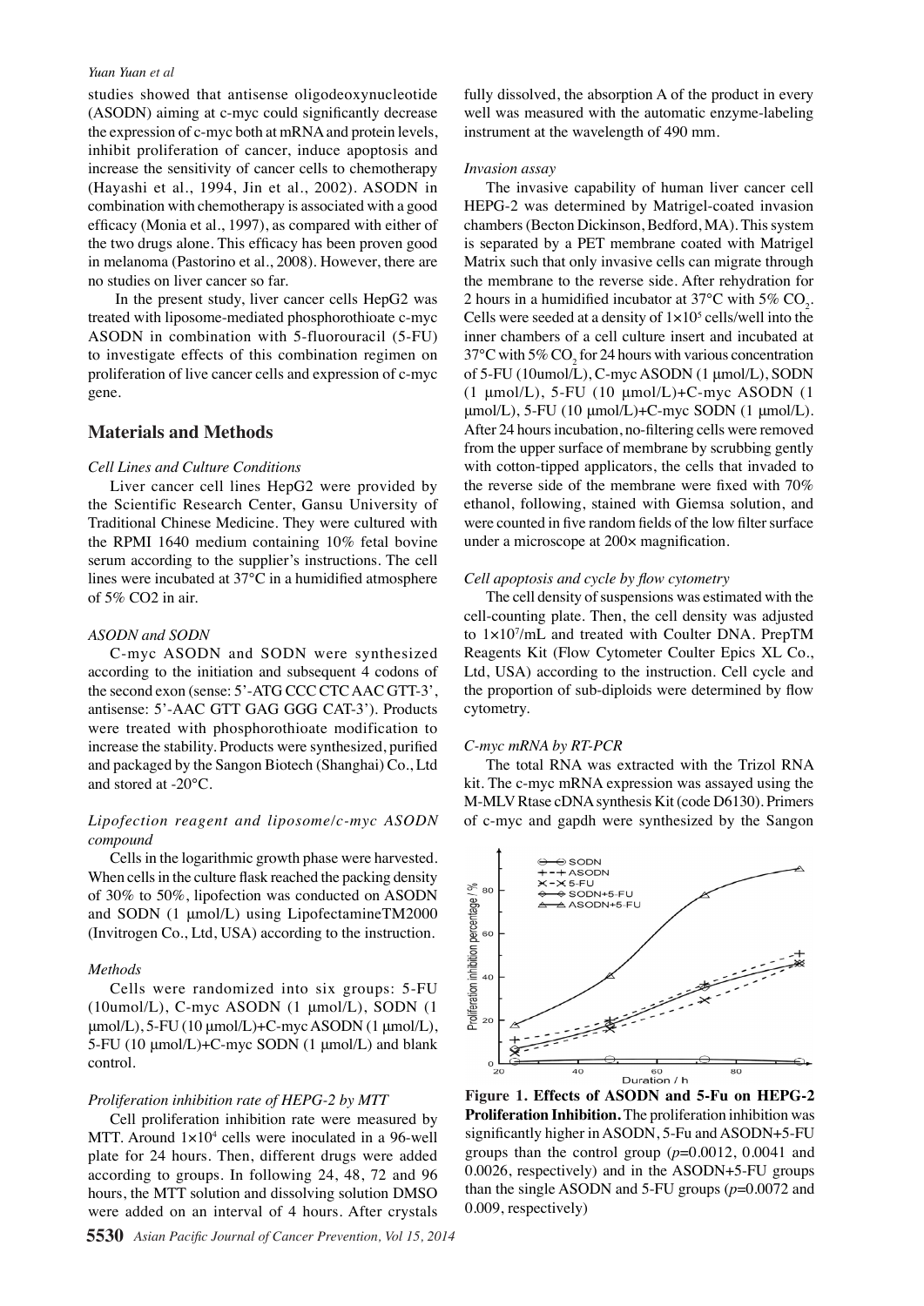studies showed that antisense oligodeoxynucleotide (ASODN) aiming at c-myc could significantly decrease the expression of c-myc both at mRNA and protein levels, inhibit proliferation of cancer, induce apoptosis and increase the sensitivity of cancer cells to chemotherapy (Hayashi et al., 1994, Jin et al., 2002). ASODN in combination with chemotherapy is associated with a good efficacy (Monia et al., 1997), as compared with either of the two drugs alone. This efficacy has been proven good in melanoma (Pastorino et al., 2008). However, there are no studies on liver cancer so far.

In the present study, liver cancer cells HepG2 was treated with liposome-mediated phosphorothioate c-myc ASODN in combination with 5-fluorouracil (5-FU) to investigate effects of this combination regimen on proliferation of live cancer cells and expression of c-myc gene.

## Materials and Methods

### *Cell Lines and Culture Conditions*

Liver cancer cell lines HepG2 were provided by the Scientific Research Center, Gansu University of Traditional Chinese Medicine. They were cultured with the RPMI 1640 medium containing 10% fetal bovine serum according to the supplier's instructions. The cell lines were incubated at 37°C in a humidified atmosphere of 5% CO2 in air.

### *ASODN and SODN*

C-myc ASODN and SODN were synthesized according to the initiation and subsequent 4 codons of the second exon (sense: 5'-ATG CCC CTC AAC GTT-3', antisense: 5'-AAC GTT GAG GGG CAT-3'). Products were treated with phosphorothioate modification to increase the stability. Products were synthesized, purified and packaged by the Sangon Biotech (Shanghai) Co., Ltd and stored at -20°C.

### *Lipofection reagent and liposome/c-myc ASODN compound*

Cells in the logarithmic growth phase were harvested. When cells in the culture flask reached the packing density of 30% to 50%, lipofection was conducted on ASODN and SODN (1 μmol/L) using LipofectamineTM2000 (Invitrogen Co., Ltd, USA) according to the instruction.

### *Methods*

Cells were randomized into six groups: 5-FU (10umol/L), C-myc ASODN (1 μmol/L), SODN (1 μmol/L), 5-FU (10 μmol/L)+C-myc ASODN (1 μmol/L), 5-FU (10 μmol/L)+C-myc SODN (1 μmol/L) and blank control.

### *Proliferation inhibition rate of HEPG-2 by MTT*

Cell proliferation inhibition rate were measured by MTT. Around $1\times10^4$ cells were inoculated in a 96-well plate for 24 hours. Then, different drugs were added according to groups. In following 24, 48, 72 and 96 hours, the MTT solution and dissolving solution DMSO were added on an interval of 4 hours. After crystals fully dissolved, the absorption A of the product in every well was measured with the automatic enzyme-labeling instrument at the wavelength of 490 mm.

### *Invasion assay*

The invasive capability of human liver cancer cell HEPG-2 was determined by Matrigel-coated invasion chambers (Becton Dickinson, Bedford, MA). This system is separated by a PET membrane coated with Matrigel Matrix such that only invasive cells can migrate through the membrane to the reverse side. After rehydration for 2 hours in a humidified incubator at 37°C with 5% $CO_2$. Cells were seeded at a density of $1\times10^5$ cells/well into the inner chambers of a cell culture insert and incubated at 37°C with 5% $CO_2$ for 24 hours with various concentration of 5-FU (10umol/L), C-myc ASODN (1 μmol/L), SODN (1 μmol/L), 5-FU (10 μmol/L)+C-myc ASODN (1 μmol/L), 5-FU (10 μmol/L)+C-myc SODN (1 μmol/L). After 24 hours incubation, no-filtering cells were removed from the upper surface of membrane by scrubbing gently with cotton-tipped applicators, the cells that invaded to the reverse side of the membrane were fixed with 70% ethanol, following, stained with Giemsa solution, and were counted in five random fields of the low filter surface under a microscope at 200× magnification.

### *Cell apoptosis and cycle by flow cytometry*

The cell density of suspensions was estimated with the cell-counting plate. Then, the cell density was adjusted to $1\times10^7$/mL and treated with Coulter DNA. PrepTM Reagents Kit (Flow Cytometer Coulter Epics XL Co., Ltd, USA) according to the instruction. Cell cycle and the proportion of sub-diploids were determined by flow cytometry.

### *C-myc mRNA by RT-PCR*

The total RNA was extracted with the Trizol RNA kit. The c-myc mRNA expression was assayed using the M-MLV Rtase cDNA synthesis Kit (code D6130). Primers of c-myc and gapdh were synthesized by the Sangon

**Figure 1. Effects of ASODN and 5-Fu on HEPG-2 Proliferation Inhibition.** The proliferation inhibition was significantly higher in ASODN, 5-Fu and ASODN+5-FU groups than the control group ($p$=0.0012, 0.0041 and 0.0026, respectively) and in the ASODN+5-FU groups than the single ASODN and 5-FU groups ($p$=0.0072 and 0.009, respectively)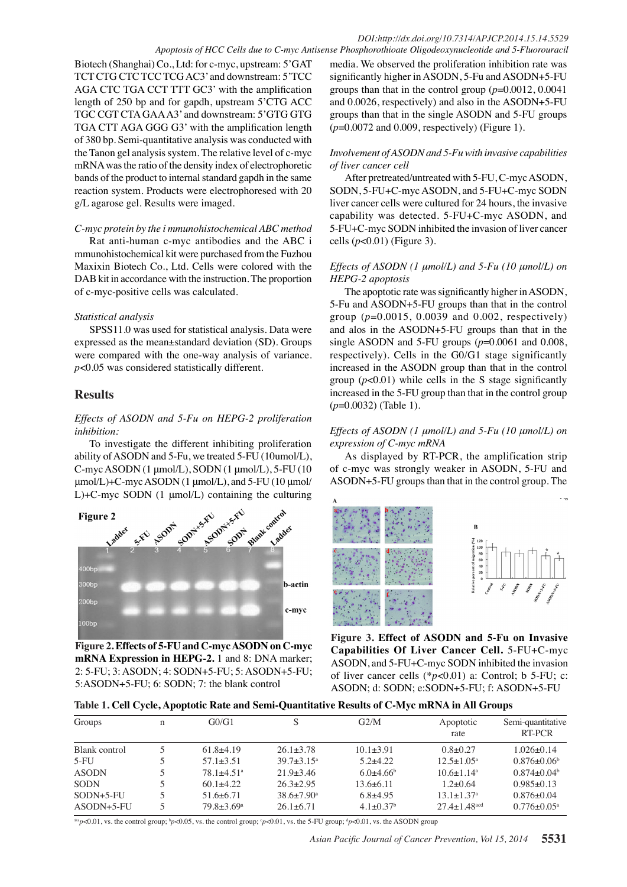Biotech (Shanghai) Co., Ltd: for c-myc, upstream: 5'GAT TCT CTG CTC TCC TCG AC3' and downstream: 5'TCC AGA CTC TGA CCT TTT GC3' with the amplification length of 250 bp and for gapdh, upstream 5'CTG ACC TGC CGT CTA GAA A3' and downstream: 5'GTG GTG TGA CTT AGA GGG G3' with the amplification length of 380 bp. Semi-quantitative analysis was conducted with the Tanon gel analysis system. The relative level of c-myc mRNA was the ratio of the density index of electrophoretic bands of the product to internal standard gapdh in the same reaction system. Products were electrophoresed with 20 g/L agarose gel. Results were imaged.

*C-myc protein by the i mmunohistochemical ABC method*

Rat anti-human c-myc antibodies and the ABC i mmunohistochemical kit were purchased from the Fuzhou Maxixin Biotech Co., Ltd. Cells were colored with the DAB kit in accordance with the instruction. The proportion of c-myc-positive cells was calculated.

*Statistical analysis*

SPSS11.0 was used for statistical analysis. Data were expressed as the mean±standard deviation (SD). Groups were compared with the one-way analysis of variance. $p<0.05$ was considered statistically different.

## Results

*Effects of ASODN and 5-Fu on HEPG-2 proliferation inhibition:*

To investigate the different inhibiting proliferation ability of ASODN and 5-Fu, we treated 5-FU (10umol/L), C-myc ASODN (1 μmol/L), SODN (1 μmol/L), 5-FU (10 μmol/L)+C-myc ASODN (1 μmol/L), and 5-FU (10 μmol/L)+C-myc SODN (1 μmol/L) containing the culturing media. We observed the proliferation inhibition rate was significantly higher in ASODN, 5-Fu and ASODN+5-FU groups than that in the control group ($p$=0.0012, 0.0041 and 0.0026, respectively) and also in the ASODN+5-FU groups than that in the single ASODN and 5-FU groups ($p$=0.0072 and 0.009, respectively) (Figure 1).

*Involvement of ASODN and 5-Fu with invasive capabilities of liver cancer cell*

After pretreated/untreated with 5-FU, C-myc ASODN, SODN, 5-FU+C-myc ASODN, and 5-FU+C-myc SODN liver cancer cells were cultured for 24 hours, the invasive capability was detected. 5-FU+C-myc ASODN, and 5-FU+C-myc SODN inhibited the invasion of liver cancer cells ($p<0.01$) (Figure 3).

*Effects of ASODN (1 μmol/L) and 5-Fu (10 μmol/L) on HEPG-2 apoptosis*

The apoptotic rate was significantly higher in ASODN, 5-Fu and ASODN+5-FU groups than that in the control group ($p$=0.0015, 0.0039 and 0.002, respectively) and alos in the ASODN+5-FU groups than that in the single ASODN and 5-FU groups ($p$=0.0061 and 0.008, respectively). Cells in the G0/G1 stage significantly increased in the ASODN group than that in the control group ($p<0.01$) while cells in the S stage significantly increased in the 5-FU group than that in the control group ($p$=0.0032) (Table 1).

*Effects of ASODN (1 μmol/L) and 5-Fu (10 μmol/L) on expression of C-myc mRNA*

As displayed by RT-PCR, the amplification strip of c-myc was strongly weaker in ASODN, 5-FU and ASODN+5-FU groups than that in the control group. The

**Figure 2. Effects of 5-FU and C-myc ASODN on C-myc mRNA Expression in HEPG-2.** 1 and 8: DNA marker; 2: 5-FU; 3: ASODN; 4: SODN+5-FU; 5: ASODN+5-FU; 5:ASODN+5-FU; 6: SODN; 7: the blank control

**Figure 3. Effect of ASODN and 5-Fu on Invasive Capabilities Of Liver Cancer Cell.** 5-FU+C-myc ASODN, and 5-FU+C-myc SODN inhibited the invasion of liver cancer cells (*$p<0.01$) a: Control; b 5-FU; c: ASODN; d: SODN; e:SODN+5-FU; f: ASODN+5-FU

**Table 1. Cell Cycle, Apoptotic Rate and Semi-Quantitative Results of C-Myc mRNA in All Groups**

| Groups | n | G0/G1 | S | G2/M | Apoptotic rate | Semi-quantitative RT-PCR |
|---|---|---|---|---|---|---|
| Blank control | 5 | 61.8±4.19 | 26.1±3.78 | 10.1±3.91 | 0.8±0.27 | 1.026±0.14 |
| 5-FU | 5 | 57.1±3.51 | 39.7±3.15[a] | 5.2±4.22 | 12.5±1.05[a] | 0.876±0.06[b] |
| ASODN | 5 | 78.1±4.51[a] | 21.9±3.46 | 6.0±4.66[b] | 10.6±1.14[a] | 0.874±0.04[b] |
| SODN | 5 | 60.1±4.22 | 26.3±2.95 | 13.6±6.11 | 1.2±0.64 | 0.985±0.13 |
| SODN+5-FU | 5 | 51.6±6.71 | 38.6±7.90[a] | 6.8±4.95 | 13.1±1.37[a] | 0.876±0.04 |
| ASODN+5-FU | 5 | 79.8±3.69[a] | 26.1±6.71 | 4.1±0.37[b] | 27.4±1.48[acd] | 0.776±0.05[a] |

[a]$p<0.01$, vs. the control group; [b]$p<0.05$, vs. the control group; [c]$p<0.01$, vs. the 5-FU group; [d]$p<0.01$, vs. the ASODN group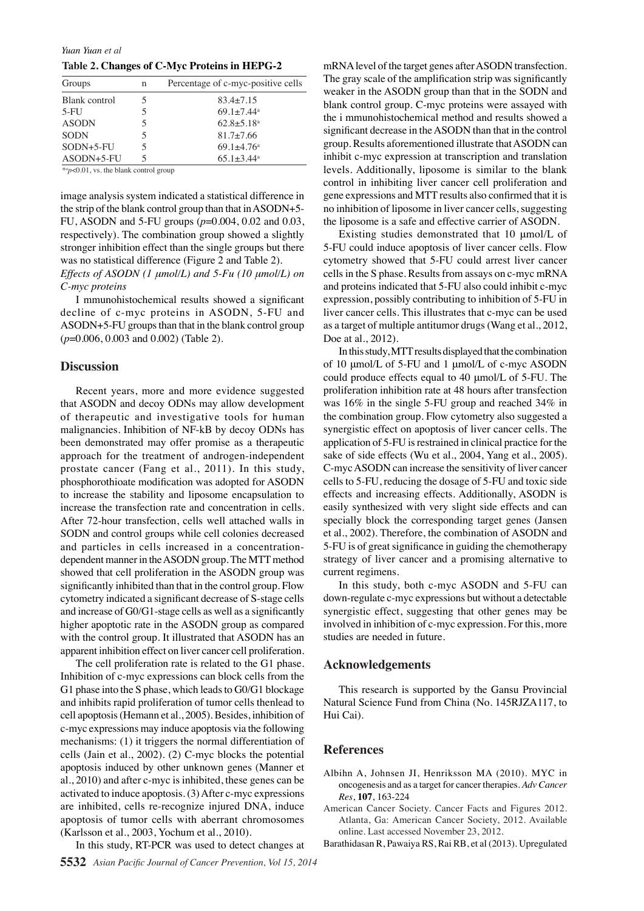**Table 2. Changes of C-Myc Proteins in HEPG-2**

| Groups | n | Percentage of c-myc-positive cells |
|---|---|---|
| Blank control | 5 | 83.4±7.15 |
| 5-FU | 5 | 69.1±7.44[a] |
| ASODN | 5 | 62.8±5.18[a] |
| SODN | 5 | 81.7±7.66 |
| SODN+5-FU | 5 | 69.1±4.76[a] |
| ASODN+5-FU | 5 | 65.1±3.44[a] |

*[a]$p$<0.01, vs. the blank control group

image analysis system indicated a statistical difference in the strip of the blank control group than that in ASODN+5-FU, ASODN and 5-FU groups ($p$=0.004, 0.02 and 0.03, respectively). The combination group showed a slightly stronger inhibition effect than the single groups but there was no statistical difference (Figure 2 and Table 2).

*Effects of ASODN (1 μmol/L) and 5-Fu (10 μmol/L) on C-myc proteins*

I mmunohistochemical results showed a significant decline of c-myc proteins in ASODN, 5-FU and ASODN+5-FU groups than that in the blank control group ($p$=0.006, 0.003 and 0.002) (Table 2).

## Discussion

Recent years, more and more evidence suggested that ASODN and decoy ODNs may allow development of therapeutic and investigative tools for human malignancies. Inhibition of NF-kB by decoy ODNs has been demonstrated may offer promise as a therapeutic approach for the treatment of androgen-independent prostate cancer (Fang et al., 2011). In this study, phosphorothioate modification was adopted for ASODN to increase the stability and liposome encapsulation to increase the transfection rate and concentration in cells. After 72-hour transfection, cells well attached walls in SODN and control groups while cell colonies decreased and particles in cells increased in a concentration-dependent manner in the ASODN group. The MTT method showed that cell proliferation in the ASODN group was significantly inhibited than that in the control group. Flow cytometry indicated a significant decrease of S-stage cells and increase of G0/G1-stage cells as well as a significantly higher apoptotic rate in the ASODN group as compared with the control group. It illustrated that ASODN has an apparent inhibition effect on liver cancer cell proliferation.

The cell proliferation rate is related to the G1 phase. Inhibition of c-myc expressions can block cells from the G1 phase into the S phase, which leads to G0/G1 blockage and inhibits rapid proliferation of tumor cells thenlead to cell apoptosis (Hemann et al., 2005). Besides, inhibition of c-myc expressions may induce apoptosis via the following mechanisms: (1) it triggers the normal differentiation of cells (Jain et al., 2002). (2) C-myc blocks the potential apoptosis induced by other unknown genes (Manner et al., 2010) and after c-myc is inhibited, these genes can be activated to induce apoptosis. (3) After c-myc expressions are inhibited, cells re-recognize injured DNA, induce apoptosis of tumor cells with aberrant chromosomes (Karlsson et al., 2003, Yochum et al., 2010).

In this study, RT-PCR was used to detect changes at mRNA level of the target genes after ASODN transfection. The gray scale of the amplification strip was significantly weaker in the ASODN group than that in the SODN and blank control group. C-myc proteins were assayed with the i mmunohistochemical method and results showed a significant decrease in the ASODN than that in the control group. Results aforementioned illustrate that ASODN can inhibit c-myc expression at transcription and translation levels. Additionally, liposome is similar to the blank control in inhibiting liver cancer cell proliferation and gene expressions and MTT results also confirmed that it is no inhibition of liposome in liver cancer cells, suggesting the liposome is a safe and effective carrier of ASODN.

Existing studies demonstrated that 10 μmol/L of 5-FU could induce apoptosis of liver cancer cells. Flow cytometry showed that 5-FU could arrest liver cancer cells in the S phase. Results from assays on c-myc mRNA and proteins indicated that 5-FU also could inhibit c-myc expression, possibly contributing to inhibition of 5-FU in liver cancer cells. This illustrates that c-myc can be used as a target of multiple antitumor drugs (Wang et al., 2012, Doe at al., 2012).

In this study, MTT results displayed that the combination of 10 μmol/L of 5-FU and 1 μmol/L of c-myc ASODN could produce effects equal to 40 μmol/L of 5-FU. The proliferation inhibition rate at 48 hours after transfection was 16% in the single 5-FU group and reached 34% in the combination group. Flow cytometry also suggested a synergistic effect on apoptosis of liver cancer cells. The application of 5-FU is restrained in clinical practice for the sake of side effects (Wu et al., 2004, Yang et al., 2005). C-myc ASODN can increase the sensitivity of liver cancer cells to 5-FU, reducing the dosage of 5-FU and toxic side effects and increasing effects. Additionally, ASODN is easily synthesized with very slight side effects and can specially block the corresponding target genes (Jansen et al., 2002). Therefore, the combination of ASODN and 5-FU is of great significance in guiding the chemotherapy strategy of liver cancer and a promising alternative to current regimens.

In this study, both c-myc ASODN and 5-FU can down-regulate c-myc expressions but without a detectable synergistic effect, suggesting that other genes may be involved in inhibition of c-myc expression. For this, more studies are needed in future.

## Acknowledgements

This research is supported by the Gansu Provincial Natural Science Fund from China (No. 145RJZA117, to Hui Cai).

## References

Albihn A, Johnsen JI, Henriksson MA (2010). MYC in oncogenesis and as a target for cancer therapies. *Adv Cancer Res*, **107**, 163-224

American Cancer Society. Cancer Facts and Figures 2012. Atlanta, Ga: American Cancer Society, 2012. Available online. Last accessed November 23, 2012.

Barathidasan R, Pawaiya RS, Rai RB, et al (2013). Upregulated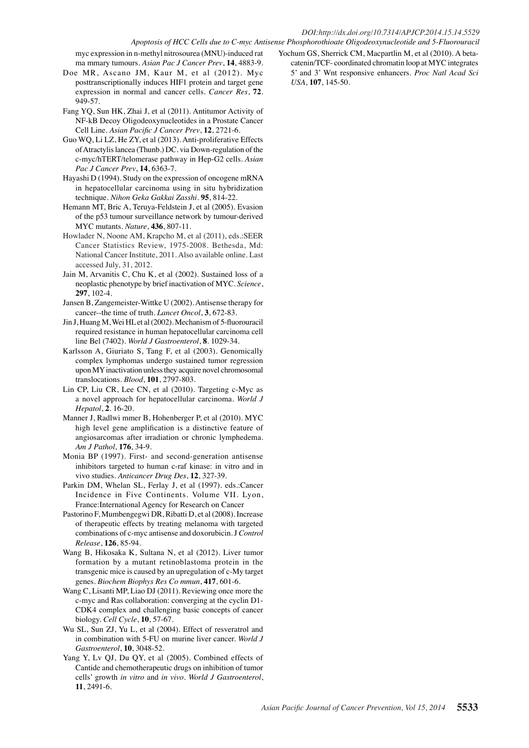myc expression in n-methyl nitrosourea (MNU)-induced rat ma mmary tumours. *Asian Pac J Cancer Prev*, **14**, 4883-9.

Doe MR, Ascano JM, Kaur M, et al (2012). Myc posttranscriptionally induces HIF1 protein and target gene expression in normal and cancer cells. *Cancer Res*, **72**. 949-57.

Fang YQ, Sun HK, Zhai J, et al (2011). Antitumor Activity of NF-kB Decoy Oligodeoxynucleotides in a Prostate Cancer Cell Line. *Asian Pacific J Cancer Prev*, **12**, 2721-6.

Guo WQ, Li LZ, He ZY, et al (2013). Anti-proliferative Effects of Atractylis lancea (Thunb.) DC. via Down-regulation of the c-myc/hTERT/telomerase pathway in Hep-G2 cells. *Asian Pac J Cancer Prev*, **14**, 6363-7.

Hayashi D (1994). Study on the expression of oncogene mRNA in hepatocellular carcinoma using in situ hybridization technique. *Nihon Geka Gakkai Zasshi*. **95**, 814-22.

Hemann MT, Bric A, Teruya-Feldstein J, et al (2005). Evasion of the p53 tumour surveillance network by tumour-derived MYC mutants. *Nature*, **436**, 807-11.

Howlader N, Noone AM, Krapcho M, et al (2011), eds.:SEER Cancer Statistics Review, 1975-2008. Bethesda, Md: National Cancer Institute, 2011. Also available online. Last accessed July, 31, 2012.

Jain M, Arvanitis C, Chu K, et al (2002). Sustained loss of a neoplastic phenotype by brief inactivation of MYC. *Science*, **297**, 102-4.

Jansen B, Zangemeister-Wittke U (2002). Antisense therapy for cancer--the time of truth. *Lancet Oncol*, **3**, 672-83.

Jin J, Huang M, Wei HL et al (2002). Mechanism of 5-fluorouracil required resistance in human hepatocellular carcinoma cell line Bel (7402). *World J Gastroenterol*, **8**. 1029-34.

Karlsson A, Giuriato S, Tang F, et al (2003). Genomically complex lymphomas undergo sustained tumor regression upon MY inactivation unless they acquire novel chromosomal translocations. *Blood*, **101**, 2797-803.

Lin CP, Liu CR, Lee CN, et al (2010). Targeting c-Myc as a novel approach for hepatocellular carcinoma. *World J Hepatol*, **2**. 16-20.

Manner J, Radlwi mmer B, Hohenberger P, et al (2010). MYC high level gene amplification is a distinctive feature of angiosarcomas after irradiation or chronic lymphedema. *Am J Pathol*, **176**, 34-9.

Monia BP (1997). First- and second-generation antisense inhibitors targeted to human c-raf kinase: in vitro and in vivo studies. *Anticancer Drug Des*, **12**, 327-39.

Parkin DM, Whelan SL, Ferlay J, et al (1997). eds.:Cancer Incidence in Five Continents. Volume VII. Lyon, France:International Agency for Research on Cancer

Pastorino F, Mumbengegwi DR, Ribatti D, et al (2008). Increase of therapeutic effects by treating melanoma with targeted combinations of c-myc antisense and doxorubicin. J *Control Release*, **126**, 85-94.

Wang B, Hikosaka K, Sultana N, et al (2012). Liver tumor formation by a mutant retinoblastoma protein in the transgenic mice is caused by an upregulation of c-My target genes. *Biochem Biophys Res Co mmun*, **417**, 601-6.

Wang C, Lisanti MP, Liao DJ (2011). Reviewing once more the c-myc and Ras collaboration: converging at the cyclin D1-CDK4 complex and challenging basic concepts of cancer biology. *Cell Cycle*, **10**, 57-67.

Wu SL, Sun ZJ, Yu L, et al (2004). Effect of resveratrol and in combination with 5-FU on murine liver cancer. *World J Gastroenterol*, **10**, 3048-52.

Yang Y, Lv QJ, Du QY, et al (2005). Combined effects of Cantide and chemotherapeutic drugs on inhibition of tumor cells' growth *in vitro* and *in vivo*. *World J Gastroenterol*, **11**, 2491-6.

Yochum GS, Sherrick CM, Macpartlin M, et al (2010). A beta-catenin/TCF- coordinated chromatin loop at MYC integrates 5' and 3' Wnt responsive enhancers. *Proc Natl Acad Sci USA*, **107**, 145-50.